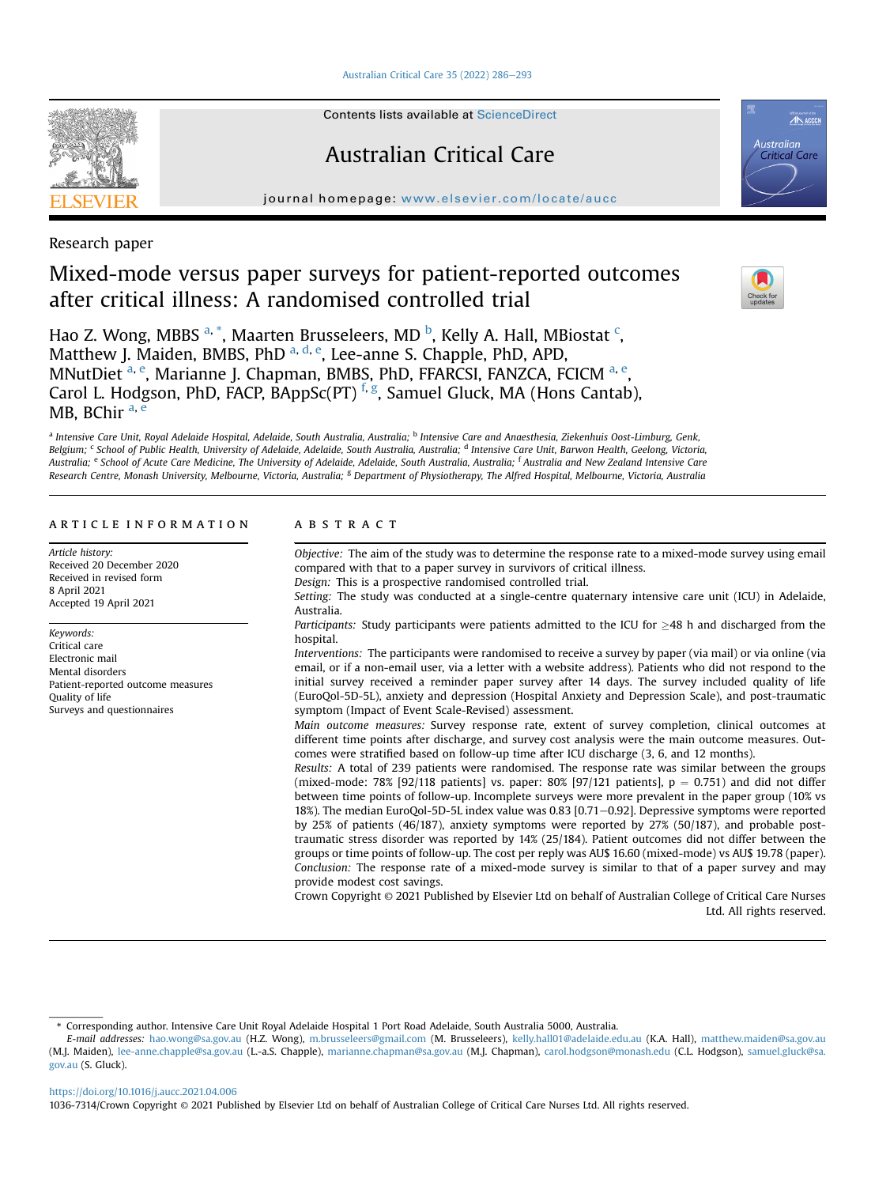Research paper

# Mixed-mode versus paper surveys for patient-reported outcomes after critical illness: A randomised controlled trial

Hao Z. Wong, MBBS [a,*], Maarten Brusseleers, MD [b], Kelly A. Hall, MBiostat [c], Matthew J. Maiden, BMBS, PhD [a,d,e], Lee-anne S. Chapple, PhD, APD, MNutDiet [a,e], Marianne J. Chapman, BMBS, PhD, FFARCSI, FANZCA, FCICM [a,e], Carol L. Hodgson, PhD, FACP, BAppSc(PT) [f,g], Samuel Gluck, MA (Hons Cantab), MB, BChir [a,e]

[a] Intensive Care Unit, Royal Adelaide Hospital, Adelaide, South Australia, Australia; [b] Intensive Care and Anaesthesia, Ziekenhuis Oost-Limburg, Genk, Belgium; [c] School of Public Health, University of Adelaide, Adelaide, South Australia, Australia; [d] Intensive Care Unit, Barwon Health, Geelong, Victoria, Australia; [e] School of Acute Care Medicine, The University of Adelaide, Adelaide, South Australia, Australia; [f] Australia and New Zealand Intensive Care Research Centre, Monash University, Melbourne, Victoria, Australia; [g] Department of Physiotherapy, The Alfred Hospital, Melbourne, Victoria, Australia

## ARTICLE INFORMATION

*Article history:*
Received 20 December 2020
Received in revised form 8 April 2021
Accepted 19 April 2021

*Keywords:*
Critical care
Electronic mail
Mental disorders
Patient-reported outcome measures
Quality of life
Surveys and questionnaires

## ABSTRACT

*Objective:* The aim of the study was to determine the response rate to a mixed-mode survey using email compared with that to a paper survey in survivors of critical illness.

*Design:* This is a prospective randomised controlled trial.

*Setting:* The study was conducted at a single-centre quaternary intensive care unit (ICU) in Adelaide, Australia.

*Participants:* Study participants were patients admitted to the ICU for ≥48 h and discharged from the hospital.

*Interventions:* The participants were randomised to receive a survey by paper (via mail) or via online (via email, or if a non-email user, via a letter with a website address). Patients who did not respond to the initial survey received a reminder paper survey after 14 days. The survey included quality of life (EuroQol-5D-5L), anxiety and depression (Hospital Anxiety and Depression Scale), and post-traumatic symptom (Impact of Event Scale-Revised) assessment.

*Main outcome measures:* Survey response rate, extent of survey completion, clinical outcomes at different time points after discharge, and survey cost analysis were the main outcome measures. Outcomes were stratified based on follow-up time after ICU discharge (3, 6, and 12 months).

*Results:* A total of 239 patients were randomised. The response rate was similar between the groups (mixed-mode: 78% [92/118 patients] vs. paper: 80% [97/121 patients], $p = 0.751$) and did not differ between time points of follow-up. Incomplete surveys were more prevalent in the paper group (10% vs 18%). The median EuroQol-5D-5L index value was 0.83 [0.71–0.92]. Depressive symptoms were reported by 25% of patients (46/187), anxiety symptoms were reported by 27% (50/187), and probable post-traumatic stress disorder was reported by 14% (25/184). Patient outcomes did not differ between the groups or time points of follow-up. The cost per reply was AU$ 16.60 (mixed-mode) vs AU$ 19.78 (paper).

*Conclusion:* The response rate of a mixed-mode survey is similar to that of a paper survey and may provide modest cost savings.

Crown Copyright © 2021 Published by Elsevier Ltd on behalf of Australian College of Critical Care Nurses Ltd. All rights reserved.

---

\* Corresponding author. Intensive Care Unit Royal Adelaide Hospital 1 Port Road Adelaide, South Australia 5000, Australia.

*E-mail addresses:* hao.wong@sa.gov.au (H.Z. Wong), m.brusseleers@gmail.com (M. Brusseleers), kelly.hall01@adelaide.edu.au (K.A. Hall), matthew.maiden@sa.gov.au (M.J. Maiden), lee-anne.chapple@sa.gov.au (L.-a.S. Chapple), marianne.chapman@sa.gov.au (M.J. Chapman), carol.hodgson@monash.edu (C.L. Hodgson), samuel.gluck@sa.gov.au (S. Gluck).

https://doi.org/10.1016/j.aucc.2021.04.006

1036-7314/Crown Copyright © 2021 Published by Elsevier Ltd on behalf of Australian College of Critical Care Nurses Ltd. All rights reserved.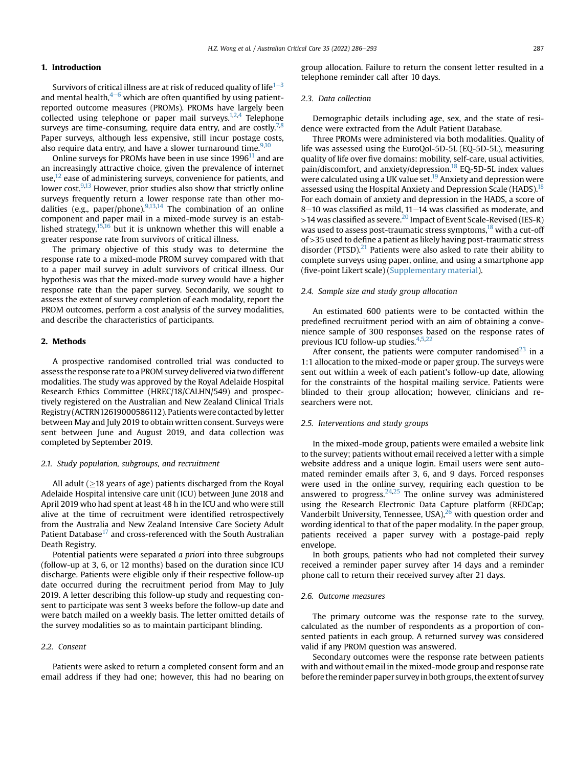## 1. Introduction

Survivors of critical illness are at risk of reduced quality of life[1–3] and mental health,[4–6] which are often quantified by using patient-reported outcome measures (PROMs). PROMs have largely been collected using telephone or paper mail surveys.[1,2,4] Telephone surveys are time-consuming, require data entry, and are costly.[7,8] Paper surveys, although less expensive, still incur postage costs, also require data entry, and have a slower turnaround time.[9,10]

Online surveys for PROMs have been in use since 1996[11] and are an increasingly attractive choice, given the prevalence of internet use,[12] ease of administering surveys, convenience for patients, and lower cost.[9,13] However, prior studies also show that strictly online surveys frequently return a lower response rate than other modalities (e.g., paper/phone).[9,13,14] The combination of an online component and paper mail in a mixed-mode survey is an established strategy,[15,16] but it is unknown whether this will enable a greater response rate from survivors of critical illness.

The primary objective of this study was to determine the response rate to a mixed-mode PROM survey compared with that to a paper mail survey in adult survivors of critical illness. Our hypothesis was that the mixed-mode survey would have a higher response rate than the paper survey. Secondarily, we sought to assess the extent of survey completion of each modality, report the PROM outcomes, perform a cost analysis of the survey modalities, and describe the characteristics of participants.

## 2. Methods

A prospective randomised controlled trial was conducted to assess the response rate to a PROM survey delivered via two different modalities. The study was approved by the Royal Adelaide Hospital Research Ethics Committee (HREC/18/CALHN/549) and prospectively registered on the Australian and New Zealand Clinical Trials Registry (ACTRN12619000586112). Patients were contacted by letter between May and July 2019 to obtain written consent. Surveys were sent between June and August 2019, and data collection was completed by September 2019.

### 2.1. Study population, subgroups, and recruitment

All adult (≥18 years of age) patients discharged from the Royal Adelaide Hospital intensive care unit (ICU) between June 2018 and April 2019 who had spent at least 48 h in the ICU and who were still alive at the time of recruitment were identified retrospectively from the Australia and New Zealand Intensive Care Society Adult Patient Database[17] and cross-referenced with the South Australian Death Registry.

Potential patients were separated *a priori* into three subgroups (follow-up at 3, 6, or 12 months) based on the duration since ICU discharge. Patients were eligible only if their respective follow-up date occurred during the recruitment period from May to July 2019. A letter describing this follow-up study and requesting consent to participate was sent 3 weeks before the follow-up date and were batch mailed on a weekly basis. The letter omitted details of the survey modalities so as to maintain participant blinding.

### 2.2. Consent

Patients were asked to return a completed consent form and an email address if they had one; however, this had no bearing on group allocation. Failure to return the consent letter resulted in a telephone reminder call after 10 days.

### 2.3. Data collection

Demographic details including age, sex, and the state of residence were extracted from the Adult Patient Database.

Three PROMs were administered via both modalities. Quality of life was assessed using the EuroQol-5D-5L (EQ-5D-5L), measuring quality of life over five domains: mobility, self-care, usual activities, pain/discomfort, and anxiety/depression.[18] EQ-5D-5L index values were calculated using a UK value set.[19] Anxiety and depression were assessed using the Hospital Anxiety and Depression Scale (HADS).[18] For each domain of anxiety and depression in the HADS, a score of 8–10 was classified as mild, 11–14 was classified as moderate, and >14 was classified as severe.[20] Impact of Event Scale-Revised (IES-R) was used to assess post-traumatic stress symptoms,[18] with a cut-off of >35 used to define a patient as likely having post-traumatic stress disorder (PTSD).[21] Patients were also asked to rate their ability to complete surveys using paper, online, and using a smartphone app (five-point Likert scale) (Supplementary material).

### 2.4. Sample size and study group allocation

An estimated 600 patients were to be contacted within the predefined recruitment period with an aim of obtaining a convenience sample of 300 responses based on the response rates of previous ICU follow-up studies.[4,5,22]

After consent, the patients were computer randomised[23] in a 1:1 allocation to the mixed-mode or paper group. The surveys were sent out within a week of each patient's follow-up date, allowing for the constraints of the hospital mailing service. Patients were blinded to their group allocation; however, clinicians and researchers were not.

### 2.5. Interventions and study groups

In the mixed-mode group, patients were emailed a website link to the survey; patients without email received a letter with a simple website address and a unique login. Email users were sent automated reminder emails after 3, 6, and 9 days. Forced responses were used in the online survey, requiring each question to be answered to progress.[24,25] The online survey was administered using the Research Electronic Data Capture platform (REDCap; Vanderbilt University, Tennessee, USA),[26] with question order and wording identical to that of the paper modality. In the paper group, patients received a paper survey with a postage-paid reply envelope.

In both groups, patients who had not completed their survey received a reminder paper survey after 14 days and a reminder phone call to return their received survey after 21 days.

### 2.6. Outcome measures

The primary outcome was the response rate to the survey, calculated as the number of respondents as a proportion of consented patients in each group. A returned survey was considered valid if any PROM question was answered.

Secondary outcomes were the response rate between patients with and without email in the mixed-mode group and response rate before the reminder paper survey in both groups, the extent of survey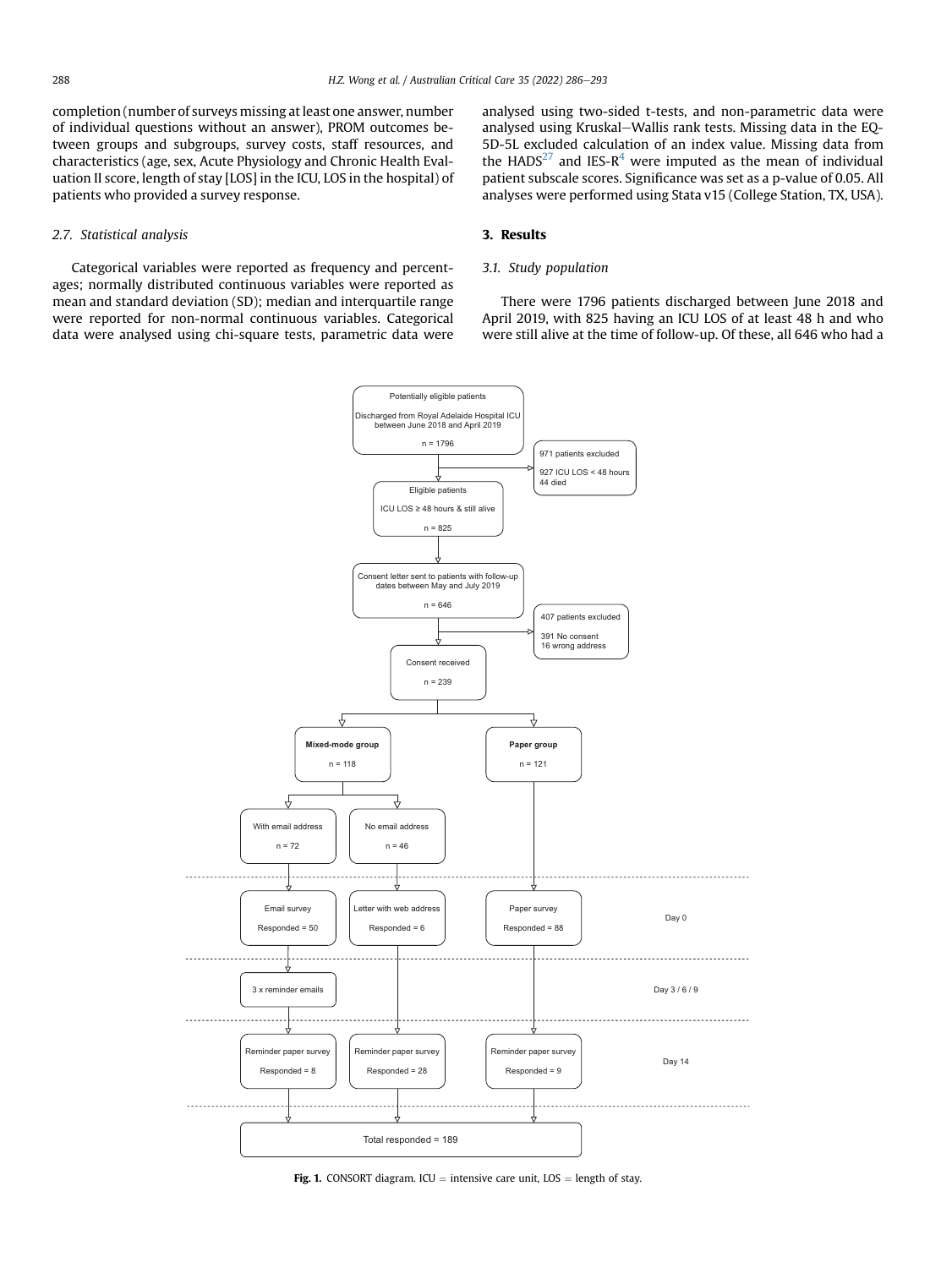completion (number of surveys missing at least one answer, number of individual questions without an answer), PROM outcomes between groups and subgroups, survey costs, staff resources, and characteristics (age, sex, Acute Physiology and Chronic Health Evaluation II score, length of stay [LOS] in the ICU, LOS in the hospital) of patients who provided a survey response.

### 2.7. Statistical analysis

Categorical variables were reported as frequency and percentages; normally distributed continuous variables were reported as mean and standard deviation (SD); median and interquartile range were reported for non-normal continuous variables. Categorical data were analysed using chi-square tests, parametric data were analysed using two-sided t-tests, and non-parametric data were analysed using Kruskal–Wallis rank tests. Missing data in the EQ-5D-5L excluded calculation of an index value. Missing data from the HADS[27] and IES-R[4] were imputed as the mean of individual patient subscale scores. Significance was set as a p-value of 0.05. All analyses were performed using Stata v15 (College Station, TX, USA).

## 3. Results

### 3.1. Study population

There were 1796 patients discharged between June 2018 and April 2019, with 825 having an ICU LOS of at least 48 h and who were still alive at the time of follow-up. Of these, all 646 who had a

Potentially eligible patients

Discharged from Royal Adelaide Hospital ICU between June 2018 and April 2019

n = 1796

971 patients excluded

927 ICU LOS < 48 hours
44 died

Eligible patients

ICU LOS ≥ 48 hours & still alive

n = 825

Consent letter sent to patients with follow-up dates between May and July 2019

n = 646

407 patients excluded

391 No consent
16 wrong address

Consent received

n = 239

**Mixed-mode group**

n = 118

**Paper group**

n = 121

With email address

n = 72

No email address

n = 46

Day 0

Email survey

Responded = 50

Letter with web address

Responded = 6

Paper survey

Responded = 88

Day 3 / 6 / 9

3 x reminder emails

Day 14

Reminder paper survey

Responded = 8

Reminder paper survey

Responded = 28

Reminder paper survey

Responded = 9

Total responded = 189

**Fig. 1.** CONSORT diagram. ICU = intensive care unit, LOS = length of stay.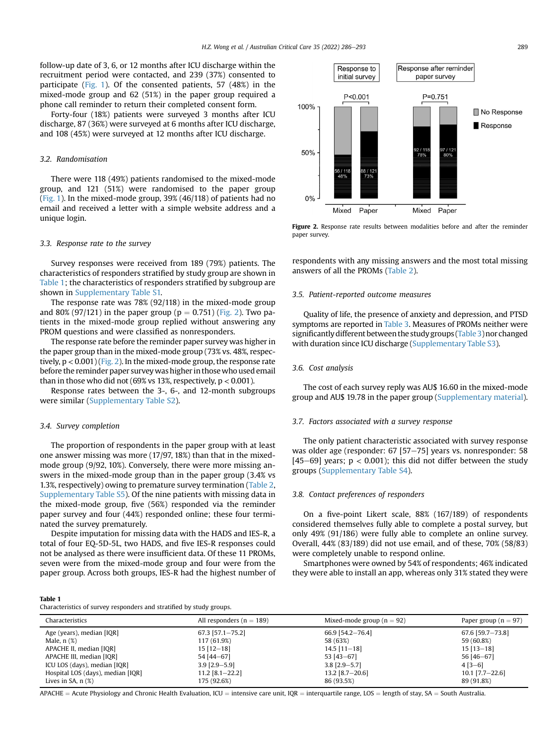follow-up date of 3, 6, or 12 months after ICU discharge within the recruitment period were contacted, and 239 (37%) consented to participate (Fig. 1). Of the consented patients, 57 (48%) in the mixed-mode group and 62 (51%) in the paper group required a phone call reminder to return their completed consent form.

Forty-four (18%) patients were surveyed 3 months after ICU discharge, 87 (36%) were surveyed at 6 months after ICU discharge, and 108 (45%) were surveyed at 12 months after ICU discharge.

### 3.2. Randomisation

There were 118 (49%) patients randomised to the mixed-mode group, and 121 (51%) were randomised to the paper group (Fig. 1). In the mixed-mode group, 39% (46/118) of patients had no email and received a letter with a simple website address and a unique login.

### 3.3. Response rate to the survey

Survey responses were received from 189 (79%) patients. The characteristics of responders stratified by study group are shown in Table 1; the characteristics of responders stratified by subgroup are shown in Supplementary Table S1.

The response rate was 78% (92/118) in the mixed-mode group and 80% (97/121) in the paper group ($p = 0.751$) (Fig. 2). Two patients in the mixed-mode group replied without answering any PROM questions and were classified as nonresponders.

The response rate before the reminder paper survey was higher in the paper group than in the mixed-mode group (73% vs. 48%, respectively, $p < 0.001$) (Fig. 2). In the mixed-mode group, the response rate before the reminder paper survey was higher in those who used email than in those who did not (69% vs 13%, respectively, $p < 0.001$).

Response rates between the 3-, 6-, and 12-month subgroups were similar (Supplementary Table S2).

### 3.4. Survey completion

The proportion of respondents in the paper group with at least one answer missing was more (17/97, 18%) than that in the mixed-mode group (9/92, 10%). Conversely, there were more missing answers in the mixed-mode group than in the paper group (3.4% vs 1.3%, respectively) owing to premature survey termination (Table 2, Supplementary Table S5). Of the nine patients with missing data in the mixed-mode group, five (56%) responded via the reminder paper survey and four (44%) responded online; these four terminated the survey prematurely.

Despite imputation for missing data with the HADS and IES-R, a total of four EQ-5D-5L, two HADS, and five IES-R responses could not be analysed as there were insufficient data. Of these 11 PROMs, seven were from the mixed-mode group and four were from the paper group. Across both groups, IES-R had the highest number of respondents with any missing answers and the most total missing answers of all the PROMs (Table 2).

**Figure 2.** Response rate results between modalities before and after the reminder paper survey.

### 3.5. Patient-reported outcome measures

Quality of life, the presence of anxiety and depression, and PTSD symptoms are reported in Table 3. Measures of PROMs neither were significantly different between the study groups (Table 3) nor changed with duration since ICU discharge (Supplementary Table S3).

### 3.6. Cost analysis

The cost of each survey reply was AU$ 16.60 in the mixed-mode group and AU$ 19.78 in the paper group (Supplementary material).

### 3.7. Factors associated with a survey response

The only patient characteristic associated with survey response was older age (responder: 67 [57–75] years vs. nonresponder: 58 [45–69] years; $p < 0.001$); this did not differ between the study groups (Supplementary Table S4).

### 3.8. Contact preferences of responders

On a five-point Likert scale, 88% (167/189) of respondents considered themselves fully able to complete a postal survey, but only 49% (91/186) were fully able to complete an online survey. Overall, 44% (83/189) did not use email, and of these, 70% (58/83) were completely unable to respond online.

Smartphones were owned by 54% of respondents; 46% indicated they were able to install an app, whereas only 31% stated they were

**Table 1**
Characteristics of survey responders and stratified by study groups.

| Characteristics | All responders (n = 189) | Mixed-mode group (n = 92) | Paper group (n = 97) |
|---|---|---|---|
| Age (years), median [IQR] | 67.3 [57.1–75.2] | 66.9 [54.2–76.4] | 67.6 [59.7–73.8] |
| Male, n (%) | 117 (61.9%) | 58 (63%) | 59 (60.8%) |
| APACHE II, median [IQR] | 15 [12–18] | 14.5 [11–18] | 15 [13–18] |
| APACHE III, median [IQR] | 54 [44–67] | 53 [43–67] | 56 [46–67] |
| ICU LOS (days), median [IQR] | 3.9 [2.9–5.9] | 3.8 [2.9–5.7] | 4 [3–6] |
| Hospital LOS (days), median [IQR] | 11.2 [8.1–22.2] | 13.2 [8.7–20.6] | 10.1 [7.7–22.6] |
| Lives in SA, n (%) | 175 (92.6%) | 86 (93.5%) | 89 (91.8%) |

APACHE = Acute Physiology and Chronic Health Evaluation, ICU = intensive care unit, IQR = interquartile range, LOS = length of stay, SA = South Australia.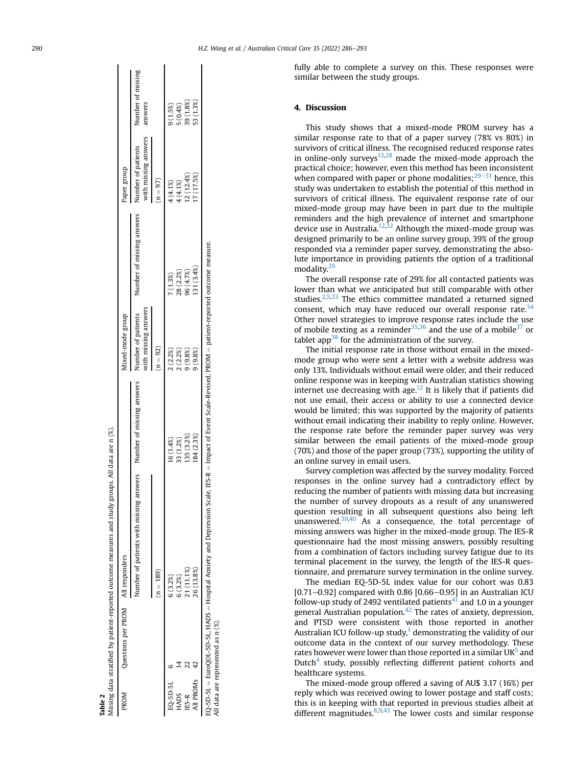**Table 2**
Missing data stratified by patient-reported outcome measures and study groups. All data are n (%).

| PROM | Questions per PROM | All responders | | Mixed-mode group | | Paper group | |
|---|---|---|---|---|---|---|---|
| | | Number of patients with missing answers | Number of missing answers | Number of patients with missing answers | Number of missing answers | Number of patients with missing answers | Number of missing answers |
| | | (n = 189) | | (n = 92) | | (n = 97) | |
| EQ-5D-5L | 6 | 6 (3.2%) | 16 (1.4%) | 2 (2.2%) | 7 (1.3%) | 4 (4.1%) | 9 (1.5%) |
| HADS | 14 | 6 (3.2%) | 33 (1.2%) | 2 (2.2%) | 28 (2.2%) | 4 (4.1%) | 5 (0.4%) |
| IES-R | 22 | 21 (11.1%) | 135 (3.2%) | 9 (9.8%) | 96 (4.7%) | 12 (12.4%) | 39 (1.8%) |
| All PROMs | 42 | 26 (13.8%) | 184 (2.3%) | 9 (9.8%) | 131 (3.4%) | 17 (17.5%) | 53 (1.3%) |

EQ-5D-5L = EuroQOL-5D-5L, HADS = Hospital Anxiety and Depression Scale, IES-R = Impact of Event Scale-Revised, PROM = patient-reported outcome measure.
All data are represented as n (%).

fully able to complete a survey on this. These responses were similar between the study groups.

## 4. Discussion

This study shows that a mixed-mode PROM survey has a similar response rate to that of a paper survey (78% vs 80%) in survivors of critical illness. The recognised reduced response rates in online-only surveys[13,28] made the mixed-mode approach the practical choice; however, even this method has been inconsistent when compared with paper or phone modalities;[29–31] hence, this study was undertaken to establish the potential of this method in survivors of critical illness. The equivalent response rate of our mixed-mode group may have been in part due to the multiple reminders and the high prevalence of internet and smartphone device use in Australia.[12,32] Although the mixed-mode group was designed primarily to be an online survey group, 39% of the group responded via a reminder paper survey, demonstrating the absolute importance in providing patients the option of a traditional modality.[29]

The overall response rate of 29% for all contacted patients was lower than what we anticipated but still comparable with other studies.[2,5,33] The ethics committee mandated a returned signed consent, which may have reduced our overall response rate.[34] Other novel strategies to improve response rates include the use of mobile texting as a reminder[35,36] and the use of a mobile[37] or tablet app[38] for the administration of the survey.

The initial response rate in those without email in the mixed-mode group who were sent a letter with a website address was only 13%. Individuals without email were older, and their reduced online response was in keeping with Australian statistics showing internet use decreasing with age.[12] It is likely that if patients did not use email, their access or ability to use a connected device would be limited; this was supported by the majority of patients without email indicating their inability to reply online. However, the response rate before the reminder paper survey was very similar between the email patients of the mixed-mode group (70%) and those of the paper group (73%), supporting the utility of an online survey in email users.

Survey completion was affected by the survey modality. Forced responses in the online survey had a contradictory effect by reducing the number of patients with missing data but increasing the number of survey dropouts as a result of any unanswered question resulting in all subsequent questions also being left unanswered.[39,40] As a consequence, the total percentage of missing answers was higher in the mixed-mode group. The IES-R questionnaire had the most missing answers, possibly resulting from a combination of factors including survey fatigue due to its terminal placement in the survey, the length of the IES-R questionnaire, and premature survey termination in the online survey.

The median EQ-5D-5L index value for our cohort was 0.83 [0.71–0.92] compared with 0.86 [0.66–0.95] in an Australian ICU follow-up study of 2492 ventilated patients[41] and 1.0 in a younger general Australian population.[42] The rates of anxiety, depression, and PTSD were consistent with those reported in another Australian ICU follow-up study,[1] demonstrating the validity of our outcome data in the context of our survey methodology. These rates however were lower than those reported in a similar UK[5] and Dutch[4] study, possibly reflecting different patient cohorts and healthcare systems.

The mixed-mode group offered a saving of AU$ 3.17 (16%) per reply which was received owing to lower postage and staff costs; this is in keeping with that reported in previous studies albeit at different magnitudes.[8,9,43] The lower costs and similar response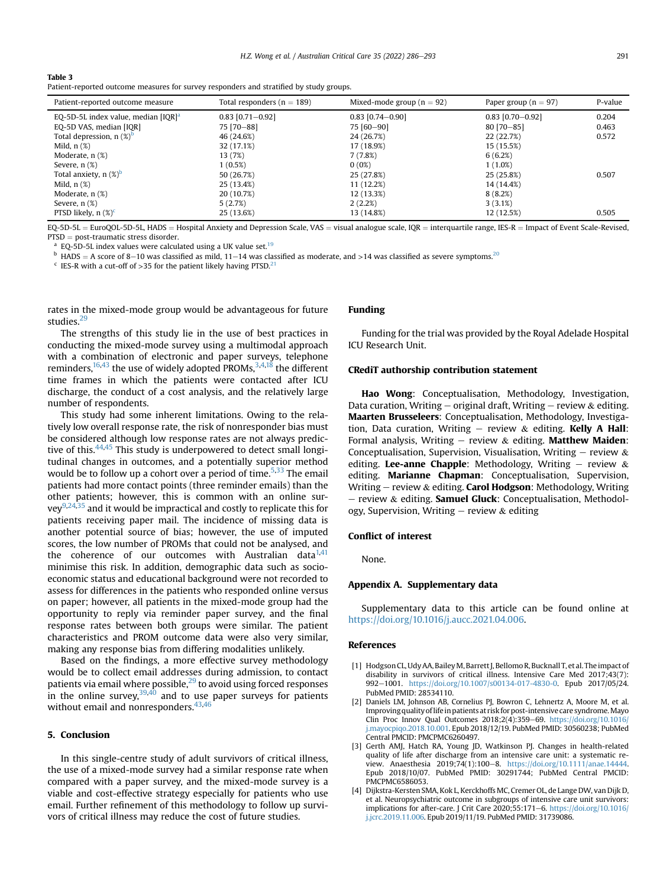**Table 3**
Patient-reported outcome measures for survey responders and stratified by study groups.

| Patient-reported outcome measure | Total responders (n = 189) | Mixed-mode group (n = 92) | Paper group (n = 97) | P-value |
|---|---|---|---|---|
| EQ-5D-5L index value, median [IQR][a] | 0.83 [0.71–0.92] | 0.83 [0.74–0.90] | 0.83 [0.70–0.92] | 0.204 |
| EQ-5D VAS, median [IQR] | 75 [70–88] | 75 [60–90] | 80 [70–85] | 0.463 |
| Total depression, n (%)[b] | 46 (24.6%) | 24 (26.7%) | 22 (22.7%) | 0.572 |
| Mild, n (%) | 32 (17.1%) | 17 (18.9%) | 15 (15.5%) | |
| Moderate, n (%) | 13 (7%) | 7 (7.8%) | 6 (6.2%) | |
| Severe, n (%) | 1 (0.5%) | 0 (0%) | 1 (1.0%) | |
| Total anxiety, n (%)[b] | 50 (26.7%) | 25 (27.8%) | 25 (25.8%) | 0.507 |
| Mild, n (%) | 25 (13.4%) | 11 (12.2%) | 14 (14.4%) | |
| Moderate, n (%) | 20 (10.7%) | 12 (13.3%) | 8 (8.2%) | |
| Severe, n (%) | 5 (2.7%) | 2 (2.2%) | 3 (3.1%) | |
| PTSD likely, n (%)[c] | 25 (13.6%) | 13 (14.8%) | 12 (12.5%) | 0.505 |

EQ-5D-5L = EuroQOL-5D-5L, HADS = Hospital Anxiety and Depression Scale, VAS = visual analogue scale, IQR = interquartile range, IES-R = Impact of Event Scale-Revised, PTSD = post-traumatic stress disorder.

[a] EQ-5D-5L index values were calculated using a UK value set.[19]

[b] HADS = A score of 8–10 was classified as mild, 11–14 was classified as moderate, and >14 was classified as severe symptoms.[20]

[c] IES-R with a cut-off of >35 for the patient likely having PTSD.[21]

rates in the mixed-mode group would be advantageous for future studies.[29]

The strengths of this study lie in the use of best practices in conducting the mixed-mode survey using a multimodal approach with a combination of electronic and paper surveys, telephone reminders,[16,43] the use of widely adopted PROMs,[3,4,18] the different time frames in which the patients were contacted after ICU discharge, the conduct of a cost analysis, and the relatively large number of respondents.

This study had some inherent limitations. Owing to the relatively low overall response rate, the risk of nonresponder bias must be considered although low response rates are not always predictive of this.[44,45] This study is underpowered to detect small longitudinal changes in outcomes, and a potentially superior method would be to follow up a cohort over a period of time.[5,33] The email patients had more contact points (three reminder emails) than the other patients; however, this is common with an online survey[9,24,35] and it would be impractical and costly to replicate this for patients receiving paper mail. The incidence of missing data is another potential source of bias; however, the use of imputed scores, the low number of PROMs that could not be analysed, and the coherence of our outcomes with Australian data[1,41] minimise this risk. In addition, demographic data such as socioeconomic status and educational background were not recorded to assess for differences in the patients who responded online versus on paper; however, all patients in the mixed-mode group had the opportunity to reply via reminder paper survey, and the final response rates between both groups were similar. The patient characteristics and PROM outcome data were also very similar, making any response bias from differing modalities unlikely.

Based on the findings, a more effective survey methodology would be to collect email addresses during admission, to contact patients via email where possible,[29] to avoid using forced responses in the online survey,[39,40] and to use paper surveys for patients without email and nonresponders.[43,46]

## 5. Conclusion

In this single-centre study of adult survivors of critical illness, the use of a mixed-mode survey had a similar response rate when compared with a paper survey, and the mixed-mode survey is a viable and cost-effective strategy especially for patients who use email. Further refinement of this methodology to follow up survivors of critical illness may reduce the cost of future studies.

## Funding

Funding for the trial was provided by the Royal Adelade Hospital ICU Research Unit.

## CRediT authorship contribution statement

**Hao Wong**: Conceptualisation, Methodology, Investigation, Data curation, Writing – original draft, Writing – review & editing. **Maarten Brusseleers**: Conceptualisation, Methodology, Investigation, Data curation, Writing – review & editing. **Kelly A Hall**: Formal analysis, Writing – review & editing. **Matthew Maiden**: Conceptualisation, Supervision, Visualisation, Writing – review & editing. **Lee-anne Chapple**: Methodology, Writing – review & editing. **Marianne Chapman**: Conceptualisation, Supervision, Writing – review & editing. **Carol Hodgson**: Methodology, Writing – review & editing. **Samuel Gluck**: Conceptualisation, Methodology, Supervision, Writing – review & editing

## Conflict of interest

None.

## Appendix A. Supplementary data

Supplementary data to this article can be found online at https://doi.org/10.1016/j.aucc.2021.04.006.

## References

[1] Hodgson CL, Udy AA, Bailey M, Barrett J, Bellomo R, Bucknall T, et al. The impact of disability in survivors of critical illness. Intensive Care Med 2017;43(7): 992–1001. https://doi.org/10.1007/s00134-017-4830-0. Epub 2017/05/24. PubMed PMID: 28534110.

[2] Daniels LM, Johnson AB, Cornelius PJ, Bowron C, Lehnertz A, Moore M, et al. Improving quality of life in patients at risk for post-intensive care syndrome. Mayo Clin Proc Innov Qual Outcomes 2018;2(4):359–69. https://doi.org/10.1016/j.mayocpiqo.2018.10.001. Epub 2018/12/19. PubMed PMID: 30560238; PubMed Central PMCID: PMCPMC6260497.

[3] Gerth AMJ, Hatch RA, Young JD, Watkinson PJ. Changes in health-related quality of life after discharge from an intensive care unit: a systematic review. Anaesthesia 2019;74(1):100–8. https://doi.org/10.1111/anae.14444. Epub 2018/10/07. PubMed PMID: 30291744; PubMed Central PMCID: PMCPMC6586053.

[4] Dijkstra-Kersten SMA, Kok L, Kerckhoffs MC, Cremer OL, de Lange DW, van Dijk D, et al. Neuropsychiatric outcome in subgroups of intensive care unit survivors: implications for after-care. J Crit Care 2020;55:171–6. https://doi.org/10.1016/j.jcrc.2019.11.006. Epub 2019/11/19. PubMed PMID: 31739086.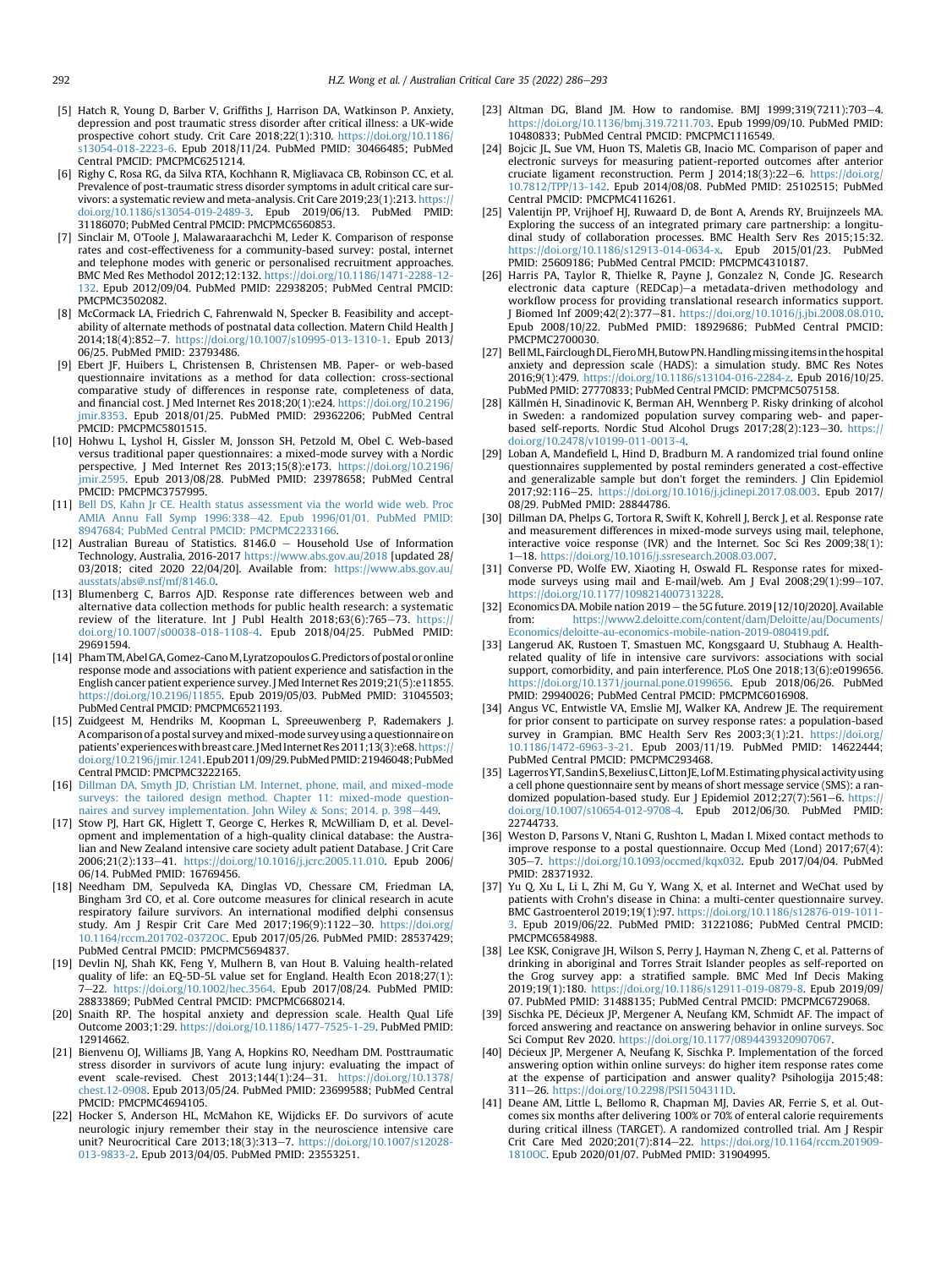[5] Hatch R, Young D, Barber V, Griffiths J, Harrison DA, Watkinson P. Anxiety, depression and post traumatic stress disorder after critical illness: a UK-wide prospective cohort study. Crit Care 2018;22(1):310. https://doi.org/10.1186/s13054-018-2223-6. Epub 2018/11/24. PubMed PMID: 30466485; PubMed Central PMCID: PMCPMC6251214.

[6] Righy C, Rosa RG, da Silva RTA, Kochhann R, Migliavaca CB, Robinson CC, et al. Prevalence of post-traumatic stress disorder symptoms in adult critical care survivors: a systematic review and meta-analysis. Crit Care 2019;23(1):213. https://doi.org/10.1186/s13054-019-2489-3. Epub 2019/06/13. PubMed PMID: 31186070; PubMed Central PMCID: PMCPMC6560853.

[7] Sinclair M, O'Toole J, Malawaraarachchi M, Leder K. Comparison of response rates and cost-effectiveness for a community-based survey: postal, internet and telephone modes with generic or personalised recruitment approaches. BMC Med Res Methodol 2012;12:132. https://doi.org/10.1186/1471-2288-12-132. Epub 2012/09/04. PubMed PMID: 22938205; PubMed Central PMCID: PMCPMC3502082.

[8] McCormack LA, Friedrich C, Fahrenwald N, Specker B. Feasibility and acceptability of alternate methods of postnatal data collection. Matern Child Health J 2014;18(4):852–7. https://doi.org/10.1007/s10995-013-1310-1. Epub 2013/06/25. PubMed PMID: 23793486.

[9] Ebert JF, Huibers L, Christensen B, Christensen MB. Paper- or web-based questionnaire invitations as a method for data collection: cross-sectional comparative study of differences in response rate, completeness of data, and financial cost. J Med Internet Res 2018;20(1):e24. https://doi.org/10.2196/jmir.8353. Epub 2018/01/25. PubMed PMID: 29362206; PubMed Central PMCID: PMCPMC5801515.

[10] Hohwu L, Lyshol H, Gissler M, Jonsson SH, Petzold M, Obel C. Web-based versus traditional paper questionnaires: a mixed-mode survey with a Nordic perspective. J Med Internet Res 2013;15(8):e173. https://doi.org/10.2196/jmir.2595. Epub 2013/08/28. PubMed PMID: 23978658; PubMed Central PMCID: PMCPMC3757995.

[11] Bell DS, Kahn Jr CE. Health status assessment via the world wide web. Proc AMIA Annu Fall Symp 1996:338–42. Epub 1996/01/01. PubMed PMID: 8947684; PubMed Central PMCID: PMCPMC2233166.

[12] Australian Bureau of Statistics. 8146.0 – Household Use of Information Technology, Australia, 2016-2017 https://www.abs.gov.au/2018 [updated 28/03/2018; cited 2020 22/04/20]. Available from: https://www.abs.gov.au/ausstats/abs@.nsf/mf/8146.0.

[13] Blumenberg C, Barros AJD. Response rate differences between web and alternative data collection methods for public health research: a systematic review of the literature. Int J Publ Health 2018;63(6):765–73. https://doi.org/10.1007/s00038-018-1108-4. Epub 2018/04/25. PubMed PMID: 29691594.

[14] Pham TM, Abel GA, Gomez-Cano M, Lyratzopoulos G. Predictors of postal or online response mode and associations with patient experience and satisfaction in the English cancer patient experience survey. J Med Internet Res 2019;21(5):e11855. https://doi.org/10.2196/11855. Epub 2019/05/03. PubMed PMID: 31045503; PubMed Central PMCID: PMCPMC6521193.

[15] Zuidgeest M, Hendriks M, Koopman L, Spreeuwenberg P, Rademakers J. A comparison of a postal survey and mixed-mode survey using a questionnaire on patients' experiences with breast care. J Med Internet Res 2011;13(3):e68. https://doi.org/10.2196/jmir.1241. Epub 2011/09/29. PubMed PMID: 21946048; PubMed Central PMCID: PMCPMC3222165.

[16] Dillman DA, Smyth JD, Christian LM. Internet, phone, mail, and mixed-mode surveys: the tailored design method. Chapter 11: mixed-mode questionnaires and survey implementation. John Wiley & Sons; 2014. p. 398–449.

[17] Stow PJ, Hart GK, Higlett T, George C, Herkes R, McWilliam D, et al. Development and implementation of a high-quality clinical database: the Australian and New Zealand intensive care society adult patient Database. J Crit Care 2006;21(2):133–41. https://doi.org/10.1016/j.jcrc.2005.11.010. Epub 2006/06/14. PubMed PMID: 16769456.

[18] Needham DM, Sepulveda KA, Dinglas VD, Chessare CM, Friedman LA, Bingham 3rd CO, et al. Core outcome measures for clinical research in acute respiratory failure survivors. An international modified delphi consensus study. Am J Respir Crit Care Med 2017;196(9):1122–30. https://doi.org/10.1164/rccm.201702-0372OC. Epub 2017/05/26. PubMed PMID: 28537429; PubMed Central PMCID: PMCPMC5694837.

[19] Devlin NJ, Shah KK, Feng Y, Mulhern B, van Hout B. Valuing health-related quality of life: an EQ-5D-5L value set for England. Health Econ 2018;27(1):7–22. https://doi.org/10.1002/hec.3564. Epub 2017/08/24. PubMed PMID: 28833869; PubMed Central PMCID: PMCPMC6680214.

[20] Snaith RP. The hospital anxiety and depression scale. Health Qual Life Outcome 2003;1:29. https://doi.org/10.1186/1477-7525-1-29. PubMed PMID: 12914662.

[21] Bienvenu OJ, Williams JB, Yang A, Hopkins RO, Needham DM. Posttraumatic stress disorder in survivors of acute lung injury: evaluating the impact of event scale-revised. Chest 2013;144(1):24–31. https://doi.org/10.1378/chest.12-0908. Epub 2013/05/24. PubMed PMID: 23699588; PubMed Central PMCID: PMCPMC4694105.

[22] Hocker S, Anderson HL, McMahon KE, Wijdicks EF. Do survivors of acute neurologic injury remember their stay in the neuroscience intensive care unit? Neurocritical Care 2013;18(3):313–7. https://doi.org/10.1007/s12028-013-9833-2. Epub 2013/04/05. PubMed PMID: 23553251.

[23] Altman DG, Bland JM. How to randomise. BMJ 1999;319(7211):703–4. https://doi.org/10.1136/bmj.319.7211.703. Epub 1999/09/10. PubMed PMID: 10480833; PubMed Central PMCID: PMCPMC1116549.

[24] Bojcic JL, Sue VM, Huon TS, Maletis GB, Inacio MC. Comparison of paper and electronic surveys for measuring patient-reported outcomes after anterior cruciate ligament reconstruction. Perm J 2014;18(3):22–6. https://doi.org/10.7812/TPP/13-142. Epub 2014/08/08. PubMed PMID: 25102515; PubMed Central PMCID: PMCPMC4116261.

[25] Valentijn PP, Vrijhoef HJ, Ruwaard D, de Bont A, Arends RY, Bruijnzeels MA. Exploring the success of an integrated primary care partnership: a longitudinal study of collaboration processes. BMC Health Serv Res 2015;15:32. https://doi.org/10.1186/s12913-014-0634-x. Epub 2015/01/23. PubMed PMID: 25609186; PubMed Central PMCID: PMCPMC4310187.

[26] Harris PA, Taylor R, Thielke R, Payne J, Gonzalez N, Conde JG. Research electronic data capture (REDCap)–a metadata-driven methodology and workflow process for providing translational research informatics support. J Biomed Inf 2009;42(2):377–81. https://doi.org/10.1016/j.jbi.2008.08.010. Epub 2008/10/22. PubMed PMID: 18929686; PubMed Central PMCID: PMCPMC2700030.

[27] Bell ML, Fairclough DL, Fiero MH, Butow PN. Handling missing items in the hospital anxiety and depression scale (HADS): a simulation study. BMC Res Notes 2016;9(1):479. https://doi.org/10.1186/s13104-016-2284-z. Epub 2016/10/25. PubMed PMID: 27770833; PubMed Central PMCID: PMCPMC5075158.

[28] Källmén H, Sinadinovic K, Berman AH, Wennberg P. Risky drinking of alcohol in Sweden: a randomized population survey comparing web- and paper-based self-reports. Nordic Stud Alcohol Drugs 2017;28(2):123–30. https://doi.org/10.2478/v10199-011-0013-4.

[29] Loban A, Mandefield L, Hind D, Bradburn M. A randomized trial found online questionnaires supplemented by postal reminders generated a cost-effective and generalizable sample but don't forget the reminders. J Clin Epidemiol 2017;92:116–25. https://doi.org/10.1016/j.jclinepi.2017.08.003. Epub 2017/08/29. PubMed PMID: 28844786.

[30] Dillman DA, Phelps G, Tortora R, Swift K, Kohrell J, Berck J, et al. Response rate and measurement differences in mixed-mode surveys using mail, telephone, interactive voice response (IVR) and the Internet. Soc Sci Res 2009;38(1):1–18. https://doi.org/10.1016/j.ssresearch.2008.03.007.

[31] Converse PD, Wolfe EW, Xiaoting H, Oswald FL. Response rates for mixed-mode surveys using mail and E-mail/web. Am J Eval 2008;29(1):99–107. https://doi.org/10.1177/1098214007313228.

[32] Economics DA. Mobile nation 2019 – the 5G future. 2019 [12/10/2020]. Available from: https://www2.deloitte.com/content/dam/Deloitte/au/Documents/Economics/deloitte-au-economics-mobile-nation-2019-080419.pdf.

[33] Langerud AK, Rustoen T, Smastuen MC, Kongsgaard U, Stubhaug A. Health-related quality of life in intensive care survivors: associations with social support, comorbidity, and pain interference. PLoS One 2018;13(6):e0199656. https://doi.org/10.1371/journal.pone.0199656. Epub 2018/06/26. PubMed PMID: 29940026; PubMed Central PMCID: PMCPMC6016908.

[34] Angus VC, Entwistle VA, Emslie MJ, Walker KA, Andrew JE. The requirement for prior consent to participate on survey response rates: a population-based survey in Grampian. BMC Health Serv Res 2003;3(1):21. https://doi.org/10.1186/1472-6963-3-21. Epub 2003/11/19. PubMed PMID: 14622444; PubMed Central PMCID: PMCPMC293468.

[35] Lagerros YT, Sandin S, Bexelius C, Litton JE, Lof M. Estimating physical activity using a cell phone questionnaire sent by means of short message service (SMS): a randomized population-based study. Eur J Epidemiol 2012;27(7):561–6. https://doi.org/10.1007/s10654-012-9708-4. Epub 2012/06/30. PubMed PMID: 22744733.

[36] Weston D, Parsons V, Ntani G, Rushton L, Madan I. Mixed contact methods to improve response to a postal questionnaire. Occup Med (Lond) 2017;67(4):305–7. https://doi.org/10.1093/occmed/kqx032. Epub 2017/04/04. PubMed PMID: 28371932.

[37] Yu Q, Xu L, Li L, Zhi M, Gu Y, Wang X, et al. Internet and WeChat used by patients with Crohn's disease in China: a multi-center questionnaire survey. BMC Gastroenterol 2019;19(1):97. https://doi.org/10.1186/s12876-019-1011-3. Epub 2019/06/22. PubMed PMID: 31221086; PubMed Central PMCID: PMCPMC6584988.

[38] Lee KSK, Conigrave JH, Wilson S, Perry J, Hayman N, Zheng C, et al. Patterns of drinking in aboriginal and Torres Strait Islander peoples as self-reported on the Grog survey app: a stratified sample. BMC Med Inf Decis Making 2019;19(1):180. https://doi.org/10.1186/s12911-019-0879-8. Epub 2019/09/07. PubMed PMID: 31488135; PubMed Central PMCID: PMCPMC6729068.

[39] Sischka PE, Décieux JP, Mergener A, Neufang KM, Schmidt AF. The impact of forced answering and reactance on answering behavior in online surveys. Soc Sci Comput Rev 2020. https://doi.org/10.1177/0894439320907067.

[40] Décieux JP, Mergener A, Neufang K, Sischka P. Implementation of the forced answering option within online surveys: do higher item response rates come at the expense of participation and answer quality? Psihologija 2015;48:311–26. https://doi.org/10.2298/PSI1504311D.

[41] Deane AM, Little L, Bellomo R, Chapman MJ, Davies AR, Ferrie S, et al. Outcomes six months after delivering 100% or 70% of enteral calorie requirements during critical illness (TARGET). A randomized controlled trial. Am J Respir Crit Care Med 2020;201(7):814–22. https://doi.org/10.1164/rccm.201909-1810OC. Epub 2020/01/07. PubMed PMID: 31904995.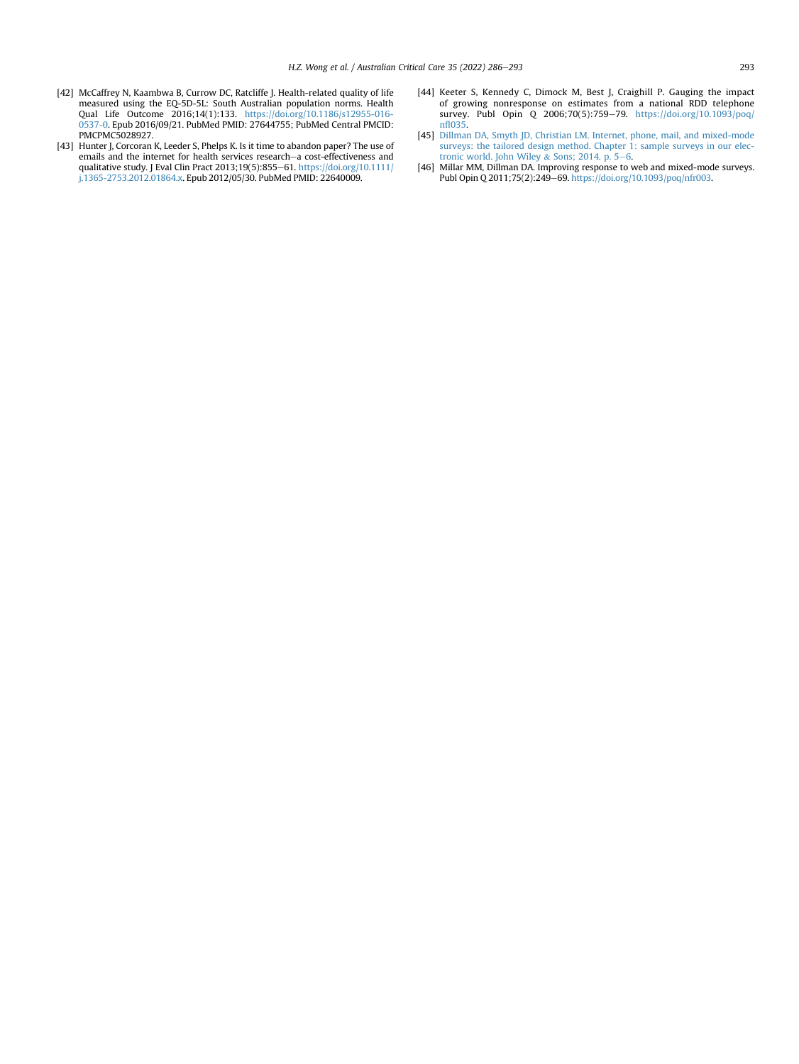[42] McCaffrey N, Kaambwa B, Currow DC, Ratcliffe J. Health-related quality of life measured using the EQ-5D-5L: South Australian population norms. Health Qual Life Outcome 2016;14(1):133. https://doi.org/10.1186/s12955-016-0537-0. Epub 2016/09/21. PubMed PMID: 27644755; PubMed Central PMCID: PMCPMC5028927.

[43] Hunter J, Corcoran K, Leeder S, Phelps K. Is it time to abandon paper? The use of emails and the internet for health services research—a cost-effectiveness and qualitative study. J Eval Clin Pract 2013;19(5):855–61. https://doi.org/10.1111/j.1365-2753.2012.01864.x. Epub 2012/05/30. PubMed PMID: 22640009.

[44] Keeter S, Kennedy C, Dimock M, Best J, Craighill P. Gauging the impact of growing nonresponse on estimates from a national RDD telephone survey. Publ Opin Q 2006;70(5):759–79. https://doi.org/10.1093/poq/nfl035.

[45] Dillman DA, Smyth JD, Christian LM. Internet, phone, mail, and mixed-mode surveys: the tailored design method. Chapter 1: sample surveys in our electronic world. John Wiley & Sons; 2014. p. 5–6.

[46] Millar MM, Dillman DA. Improving response to web and mixed-mode surveys. Publ Opin Q 2011;75(2):249–69. https://doi.org/10.1093/poq/nfr003.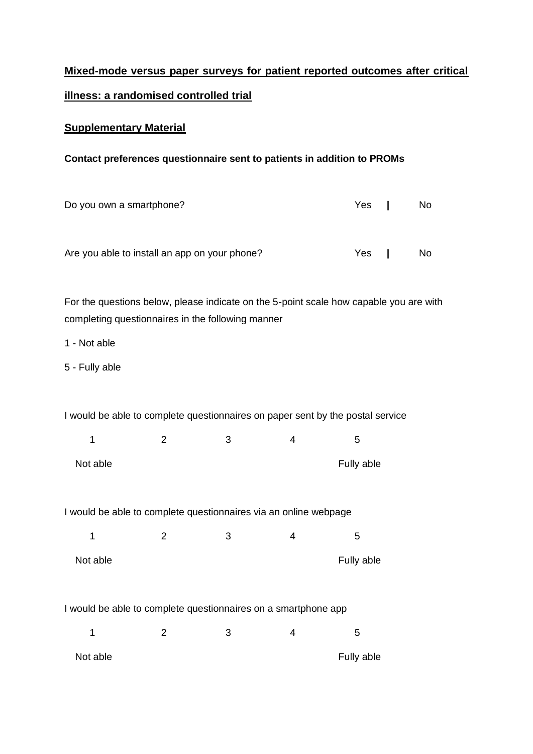**Mixed-mode versus paper surveys for patient reported outcomes after critical illness: a randomised controlled trial**

**Supplementary Material**

**Contact preferences questionnaire sent to patients in addition to PROMs**

| | | |
|---|---|---|
| Do you own a smartphone? | Yes | No |
| Are you able to install an app on your phone? | Yes | No |

For the questions below, please indicate on the 5-point scale how capable you are with completing questionnaires in the following manner

1 - Not able

5 - Fully able

I would be able to complete questionnaires on paper sent by the postal service

| 1 | 2 | 3 | 4 | 5 |
|---|---|---|---|---|
| Not able | | | | Fully able |

I would be able to complete questionnaires via an online webpage

| 1 | 2 | 3 | 4 | 5 |
|---|---|---|---|---|
| Not able | | | | Fully able |

I would be able to complete questionnaires on a smartphone app

| 1 | 2 | 3 | 4 | 5 |
|---|---|---|---|---|
| Not able | | | | Fully able |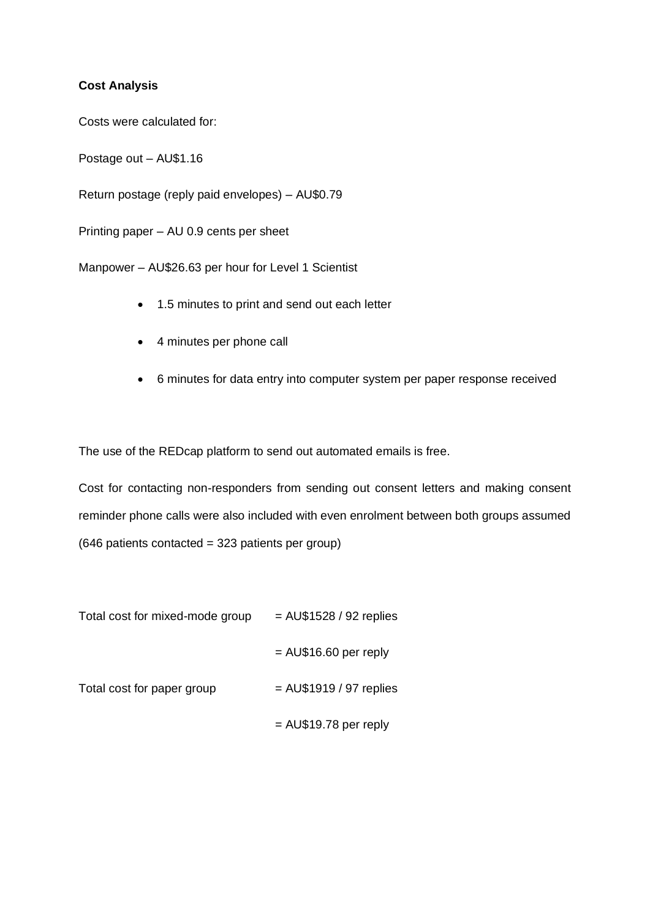**Cost Analysis**

Costs were calculated for:

Postage out – AU$1.16

Return postage (reply paid envelopes) – AU$0.79

Printing paper – AU 0.9 cents per sheet

Manpower – AU$26.63 per hour for Level 1 Scientist

- 1.5 minutes to print and send out each letter
- 4 minutes per phone call
- 6 minutes for data entry into computer system per paper response received

The use of the REDcap platform to send out automated emails is free.

Cost for contacting non-responders from sending out consent letters and making consent reminder phone calls were also included with even enrolment between both groups assumed (646 patients contacted = 323 patients per group)

Total cost for mixed-mode group = AU$1528 / 92 replies

= AU$16.60 per reply

Total cost for paper group = AU$1919 / 97 replies

= AU$19.78 per reply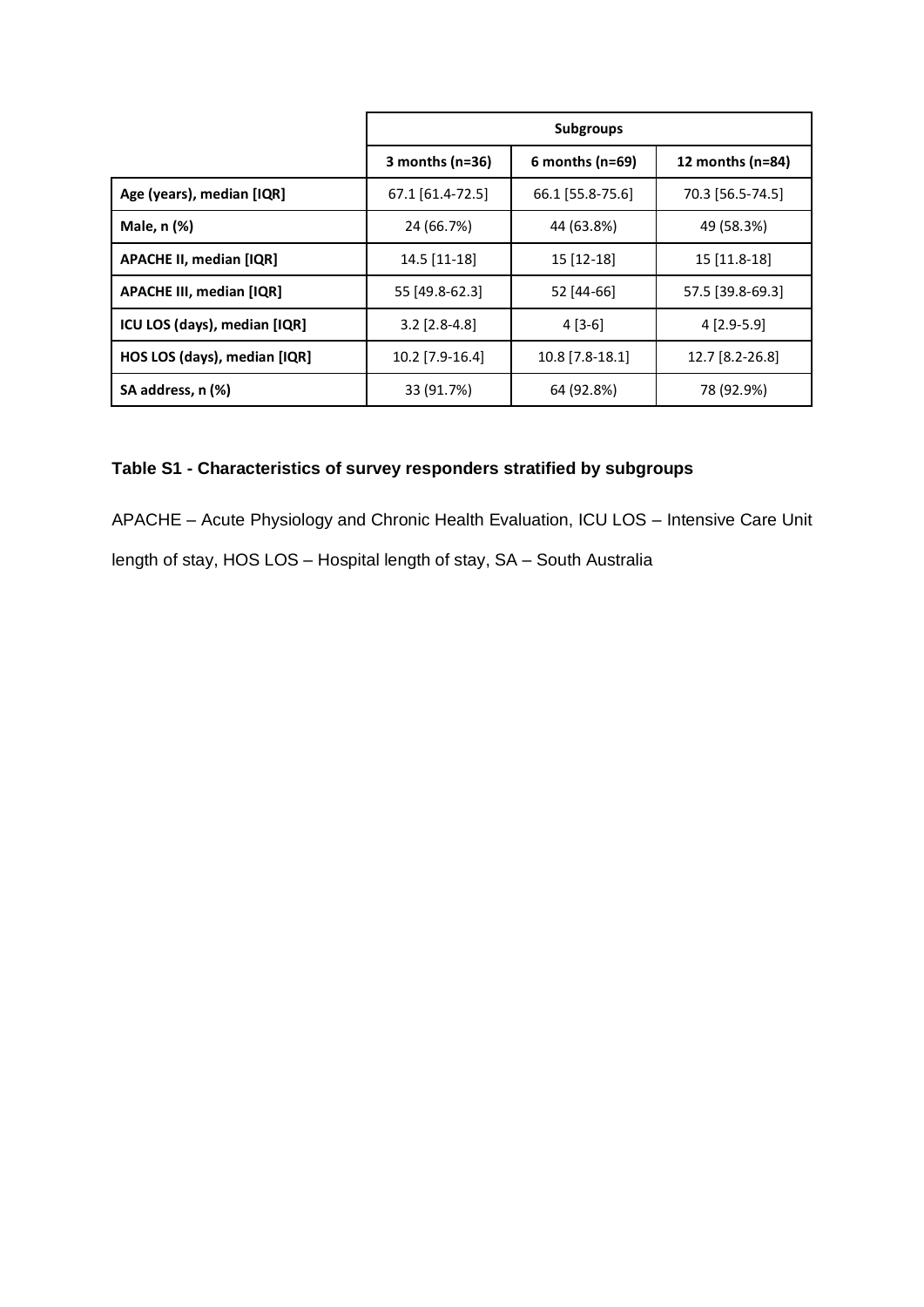| | Subgroups | | |
|---|---|---|---|
| | **3 months (n=36)** | **6 months (n=69)** | **12 months (n=84)** |
| **Age (years), median [IQR]** | 67.1 [61.4-72.5] | 66.1 [55.8-75.6] | 70.3 [56.5-74.5] |
| **Male, n (%)** | 24 (66.7%) | 44 (63.8%) | 49 (58.3%) |
| **APACHE II, median [IQR]** | 14.5 [11-18] | 15 [12-18] | 15 [11.8-18] |
| **APACHE III, median [IQR]** | 55 [49.8-62.3] | 52 [44-66] | 57.5 [39.8-69.3] |
| **ICU LOS (days), median [IQR]** | 3.2 [2.8-4.8] | 4 [3-6] | 4 [2.9-5.9] |
| **HOS LOS (days), median [IQR]** | 10.2 [7.9-16.4] | 10.8 [7.8-18.1] | 12.7 [8.2-26.8] |
| **SA address, n (%)** | 33 (91.7%) | 64 (92.8%) | 78 (92.9%) |

**Table S1 - Characteristics of survey responders stratified by subgroups**

APACHE – Acute Physiology and Chronic Health Evaluation, ICU LOS – Intensive Care Unit length of stay, HOS LOS – Hospital length of stay, SA – South Australia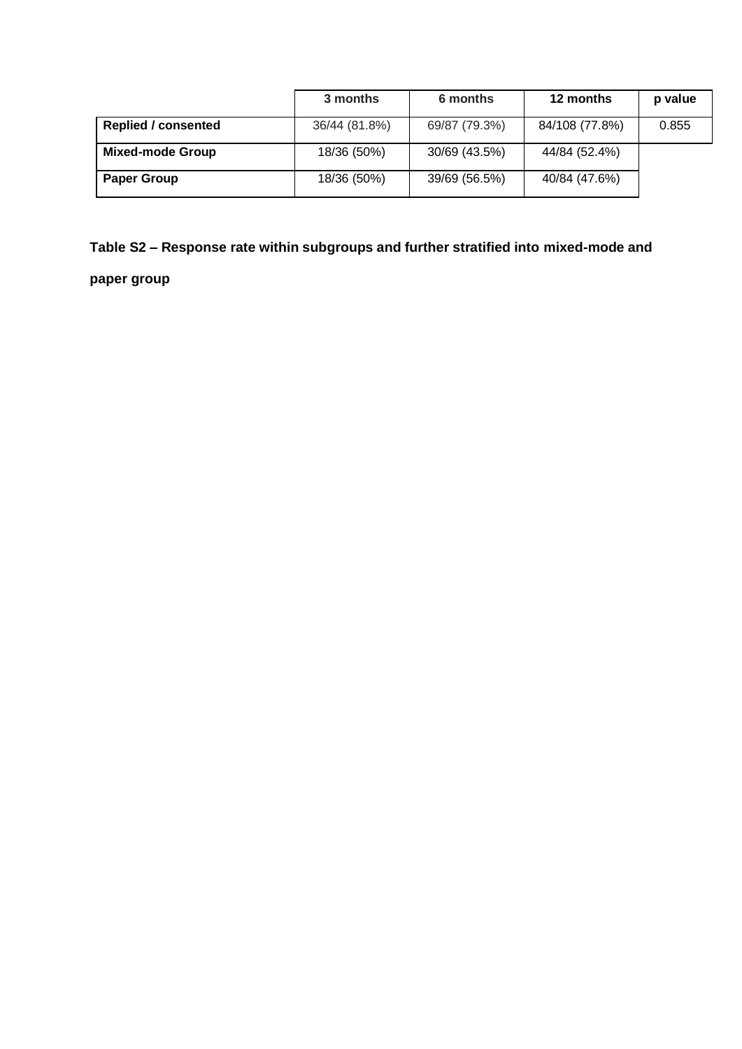| | 3 months | 6 months | 12 months | p value |
|---|---|---|---|---|
| **Replied / consented** | 36/44 (81.8%) | 69/87 (79.3%) | 84/108 (77.8%) | 0.855 |
| **Mixed-mode Group** | 18/36 (50%) | 30/69 (43.5%) | 44/84 (52.4%) | |
| **Paper Group** | 18/36 (50%) | 39/69 (56.5%) | 40/84 (47.6%) | |

**Table S2 – Response rate within subgroups and further stratified into mixed-mode and paper group**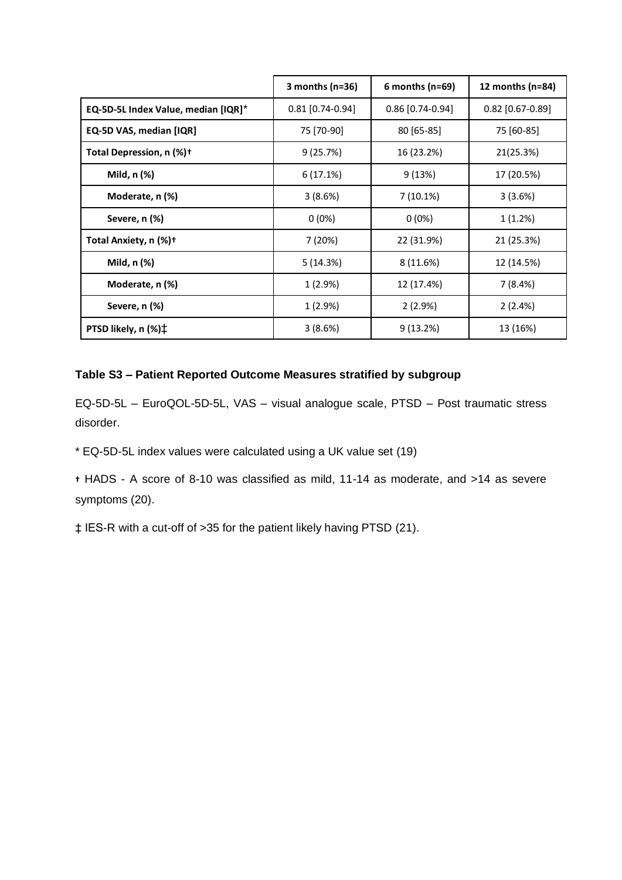| | 3 months (n=36) | 6 months (n=69) | 12 months (n=84) |
|---|---|---|---|
| **EQ-5D-5L Index Value, median [IQR]*** | 0.81 [0.74-0.94] | 0.86 [0.74-0.94] | 0.82 [0.67-0.89] |
| **EQ-5D VAS, median [IQR]** | 75 [70-90] | 80 [65-85] | 75 [60-85] |
| **Total Depression, n (%)†** | 9 (25.7%) | 16 (23.2%) | 21(25.3%) |
| **Mild, n (%)** | 6 (17.1%) | 9 (13%) | 17 (20.5%) |
| **Moderate, n (%)** | 3 (8.6%) | 7 (10.1%) | 3 (3.6%) |
| **Severe, n (%)** | 0 (0%) | 0 (0%) | 1 (1.2%) |
| **Total Anxiety, n (%)†** | 7 (20%) | 22 (31.9%) | 21 (25.3%) |
| **Mild, n (%)** | 5 (14.3%) | 8 (11.6%) | 12 (14.5%) |
| **Moderate, n (%)** | 1 (2.9%) | 12 (17.4%) | 7 (8.4%) |
| **Severe, n (%)** | 1 (2.9%) | 2 (2.9%) | 2 (2.4%) |
| **PTSD likely, n (%)‡** | 3 (8.6%) | 9 (13.2%) | 13 (16%) |

**Table S3 – Patient Reported Outcome Measures stratified by subgroup**

EQ-5D-5L – EuroQOL-5D-5L, VAS – visual analogue scale, PTSD – Post traumatic stress disorder.

* EQ-5D-5L index values were calculated using a UK value set (19)

† HADS - A score of 8-10 was classified as mild, 11-14 as moderate, and >14 as severe symptoms (20).

‡ IES-R with a cut-off of >35 for the patient likely having PTSD (21).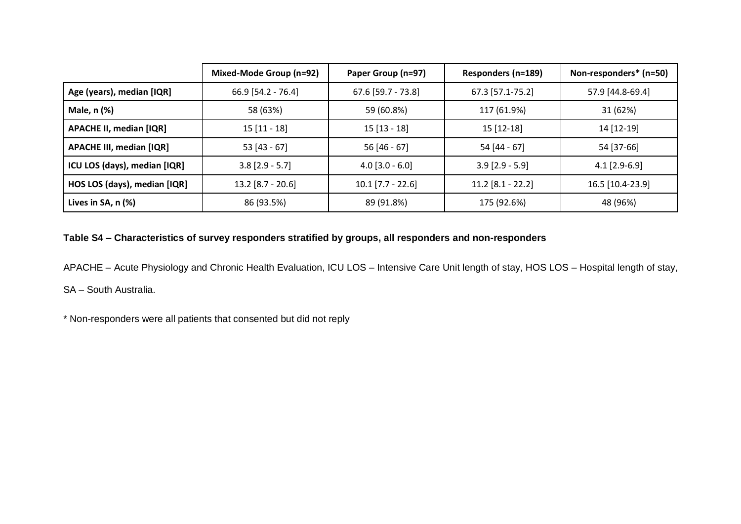| | Mixed-Mode Group (n=92) | Paper Group (n=97) | Responders (n=189) | Non-responders* (n=50) |
|---|---|---|---|---|
| **Age (years), median [IQR]** | 66.9 [54.2 - 76.4] | 67.6 [59.7 - 73.8] | 67.3 [57.1-75.2] | 57.9 [44.8-69.4] |
| **Male, n (%)** | 58 (63%) | 59 (60.8%) | 117 (61.9%) | 31 (62%) |
| **APACHE II, median [IQR]** | 15 [11 - 18] | 15 [13 - 18] | 15 [12-18] | 14 [12-19] |
| **APACHE III, median [IQR]** | 53 [43 - 67] | 56 [46 - 67] | 54 [44 - 67] | 54 [37-66] |
| **ICU LOS (days), median [IQR]** | 3.8 [2.9 - 5.7] | 4.0 [3.0 - 6.0] | 3.9 [2.9 - 5.9] | 4.1 [2.9-6.9] |
| **HOS LOS (days), median [IQR]** | 13.2 [8.7 - 20.6] | 10.1 [7.7 - 22.6] | 11.2 [8.1 - 22.2] | 16.5 [10.4-23.9] |
| **Lives in SA, n (%)** | 86 (93.5%) | 89 (91.8%) | 175 (92.6%) | 48 (96%) |

**Table S4 – Characteristics of survey responders stratified by groups, all responders and non-responders**

APACHE – Acute Physiology and Chronic Health Evaluation, ICU LOS – Intensive Care Unit length of stay, HOS LOS – Hospital length of stay, SA – South Australia.

* Non-responders were all patients that consented but did not reply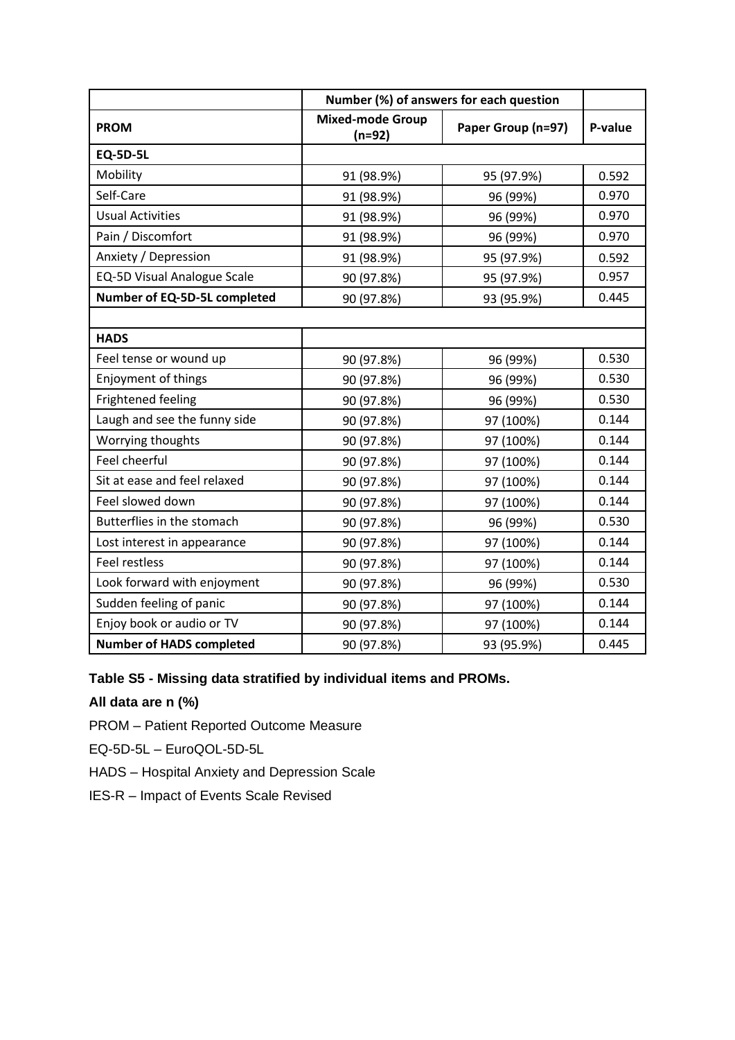| | Number (%) of answers for each question | | |
|---|---|---|---|
| **PROM** | **Mixed-mode Group (n=92)** | **Paper Group (n=97)** | **P-value** |
| **EQ-5D-5L** | | | |
| Mobility | 91 (98.9%) | 95 (97.9%) | 0.592 |
| Self-Care | 91 (98.9%) | 96 (99%) | 0.970 |
| Usual Activities | 91 (98.9%) | 96 (99%) | 0.970 |
| Pain / Discomfort | 91 (98.9%) | 96 (99%) | 0.970 |
| Anxiety / Depression | 91 (98.9%) | 95 (97.9%) | 0.592 |
| EQ-5D Visual Analogue Scale | 90 (97.8%) | 95 (97.9%) | 0.957 |
| **Number of EQ-5D-5L completed** | 90 (97.8%) | 93 (95.9%) | 0.445 |
| | | | |
| **HADS** | | | |
| Feel tense or wound up | 90 (97.8%) | 96 (99%) | 0.530 |
| Enjoyment of things | 90 (97.8%) | 96 (99%) | 0.530 |
| Frightened feeling | 90 (97.8%) | 96 (99%) | 0.530 |
| Laugh and see the funny side | 90 (97.8%) | 97 (100%) | 0.144 |
| Worrying thoughts | 90 (97.8%) | 97 (100%) | 0.144 |
| Feel cheerful | 90 (97.8%) | 97 (100%) | 0.144 |
| Sit at ease and feel relaxed | 90 (97.8%) | 97 (100%) | 0.144 |
| Feel slowed down | 90 (97.8%) | 97 (100%) | 0.144 |
| Butterflies in the stomach | 90 (97.8%) | 96 (99%) | 0.530 |
| Lost interest in appearance | 90 (97.8%) | 97 (100%) | 0.144 |
| Feel restless | 90 (97.8%) | 97 (100%) | 0.144 |
| Look forward with enjoyment | 90 (97.8%) | 96 (99%) | 0.530 |
| Sudden feeling of panic | 90 (97.8%) | 97 (100%) | 0.144 |
| Enjoy book or audio or TV | 90 (97.8%) | 97 (100%) | 0.144 |
| **Number of HADS completed** | 90 (97.8%) | 93 (95.9%) | 0.445 |

**Table S5 - Missing data stratified by individual items and PROMs.**

**All data are n (%)**

PROM – Patient Reported Outcome Measure

EQ-5D-5L – EuroQOL-5D-5L

HADS – Hospital Anxiety and Depression Scale

IES-R – Impact of Events Scale Revised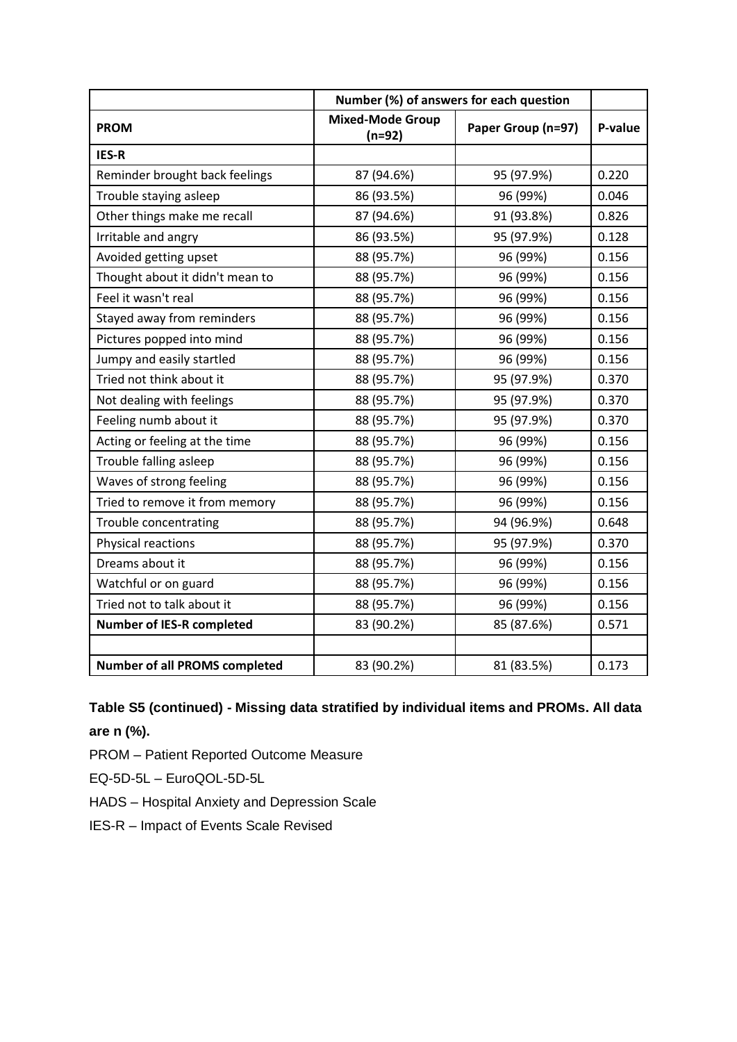| | Number (%) of answers for each question | | |
|---|---|---|---|
| **PROM** | **Mixed-Mode Group (n=92)** | **Paper Group (n=97)** | **P-value** |
| **IES-R** | | | |
| Reminder brought back feelings | 87 (94.6%) | 95 (97.9%) | 0.220 |
| Trouble staying asleep | 86 (93.5%) | 96 (99%) | 0.046 |
| Other things make me recall | 87 (94.6%) | 91 (93.8%) | 0.826 |
| Irritable and angry | 86 (93.5%) | 95 (97.9%) | 0.128 |
| Avoided getting upset | 88 (95.7%) | 96 (99%) | 0.156 |
| Thought about it didn't mean to | 88 (95.7%) | 96 (99%) | 0.156 |
| Feel it wasn't real | 88 (95.7%) | 96 (99%) | 0.156 |
| Stayed away from reminders | 88 (95.7%) | 96 (99%) | 0.156 |
| Pictures popped into mind | 88 (95.7%) | 96 (99%) | 0.156 |
| Jumpy and easily startled | 88 (95.7%) | 96 (99%) | 0.156 |
| Tried not think about it | 88 (95.7%) | 95 (97.9%) | 0.370 |
| Not dealing with feelings | 88 (95.7%) | 95 (97.9%) | 0.370 |
| Feeling numb about it | 88 (95.7%) | 95 (97.9%) | 0.370 |
| Acting or feeling at the time | 88 (95.7%) | 96 (99%) | 0.156 |
| Trouble falling asleep | 88 (95.7%) | 96 (99%) | 0.156 |
| Waves of strong feeling | 88 (95.7%) | 96 (99%) | 0.156 |
| Tried to remove it from memory | 88 (95.7%) | 96 (99%) | 0.156 |
| Trouble concentrating | 88 (95.7%) | 94 (96.9%) | 0.648 |
| Physical reactions | 88 (95.7%) | 95 (97.9%) | 0.370 |
| Dreams about it | 88 (95.7%) | 96 (99%) | 0.156 |
| Watchful or on guard | 88 (95.7%) | 96 (99%) | 0.156 |
| Tried not to talk about it | 88 (95.7%) | 96 (99%) | 0.156 |
| **Number of IES-R completed** | 83 (90.2%) | 85 (87.6%) | 0.571 |
| | | | |
| **Number of all PROMS completed** | 83 (90.2%) | 81 (83.5%) | 0.173 |

**Table S5 (continued) - Missing data stratified by individual items and PROMs. All data are n (%).**

PROM – Patient Reported Outcome Measure

EQ-5D-5L – EuroQOL-5D-5L

HADS – Hospital Anxiety and Depression Scale

IES-R – Impact of Events Scale Revised